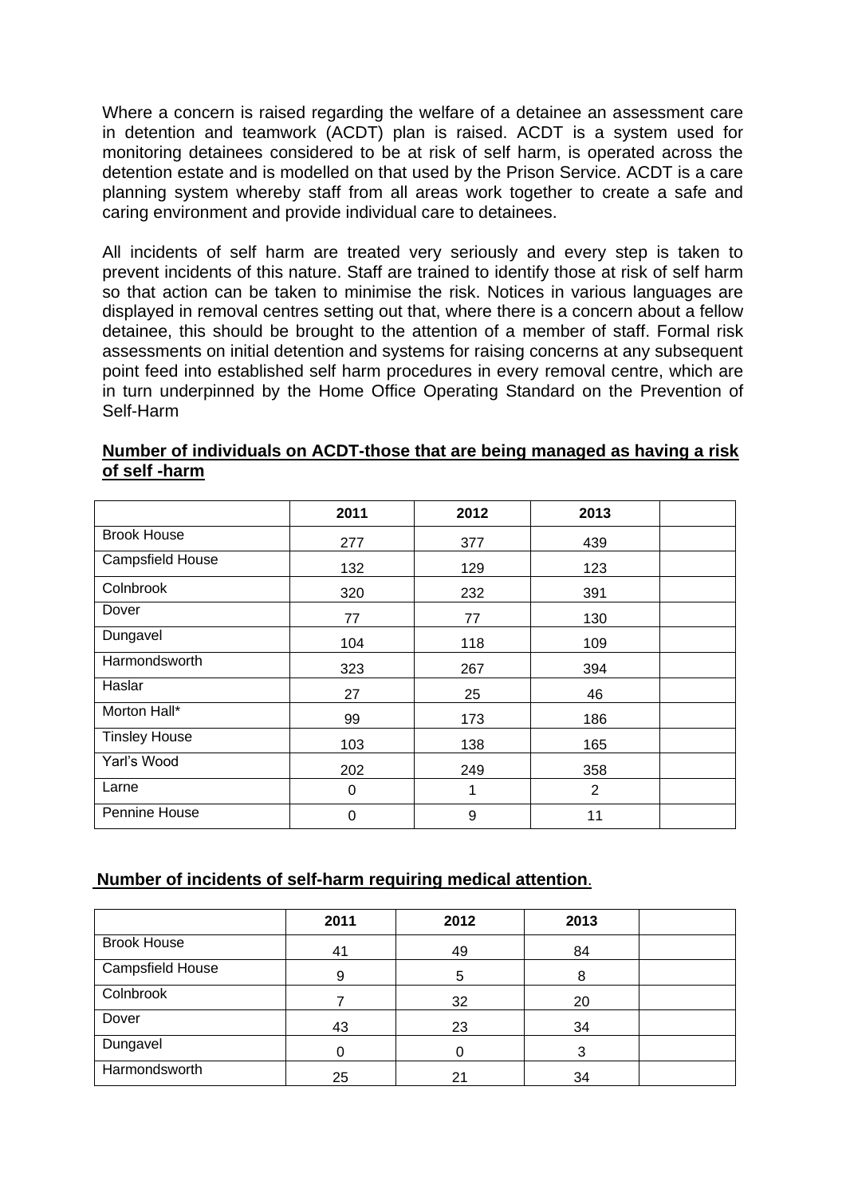Where a concern is raised regarding the welfare of a detainee an assessment care in detention and teamwork (ACDT) plan is raised. ACDT is a system used for monitoring detainees considered to be at risk of self harm, is operated across the detention estate and is modelled on that used by the Prison Service. ACDT is a care planning system whereby staff from all areas work together to create a safe and caring environment and provide individual care to detainees.

All incidents of self harm are treated very seriously and every step is taken to prevent incidents of this nature. Staff are trained to identify those at risk of self harm so that action can be taken to minimise the risk. Notices in various languages are displayed in removal centres setting out that, where there is a concern about a fellow detainee, this should be brought to the attention of a member of staff. Formal risk assessments on initial detention and systems for raising concerns at any subsequent point feed into established self harm procedures in every removal centre, which are in turn underpinned by the Home Office Operating Standard on the Prevention of Self-Harm

**Number of individuals on ACDT-those that are being managed as having a risk of self -harm**

| | 2011 | 2012 | 2013 | |
|---|---|---|---|---|
| Brook House | 277 | 377 | 439 | |
| Campsfield House | 132 | 129 | 123 | |
| Colnbrook | 320 | 232 | 391 | |
| Dover | 77 | 77 | 130 | |
| Dungavel | 104 | 118 | 109 | |
| Harmondsworth | 323 | 267 | 394 | |
| Haslar | 27 | 25 | 46 | |
| Morton Hall* | 99 | 173 | 186 | |
| Tinsley House | 103 | 138 | 165 | |
| Yarl's Wood | 202 | 249 | 358 | |
| Larne | 0 | 1 | 2 | |
| Pennine House | 0 | 9 | 11 | |

**Number of incidents of self-harm requiring medical attention**.

| | 2011 | 2012 | 2013 | |
|---|---|---|---|---|
| Brook House | 41 | 49 | 84 | |
| Campsfield House | 9 | 5 | 8 | |
| Colnbrook | 7 | 32 | 20 | |
| Dover | 43 | 23 | 34 | |
| Dungavel | 0 | 0 | 3 | |
| Harmondsworth | 25 | 21 | 34 | |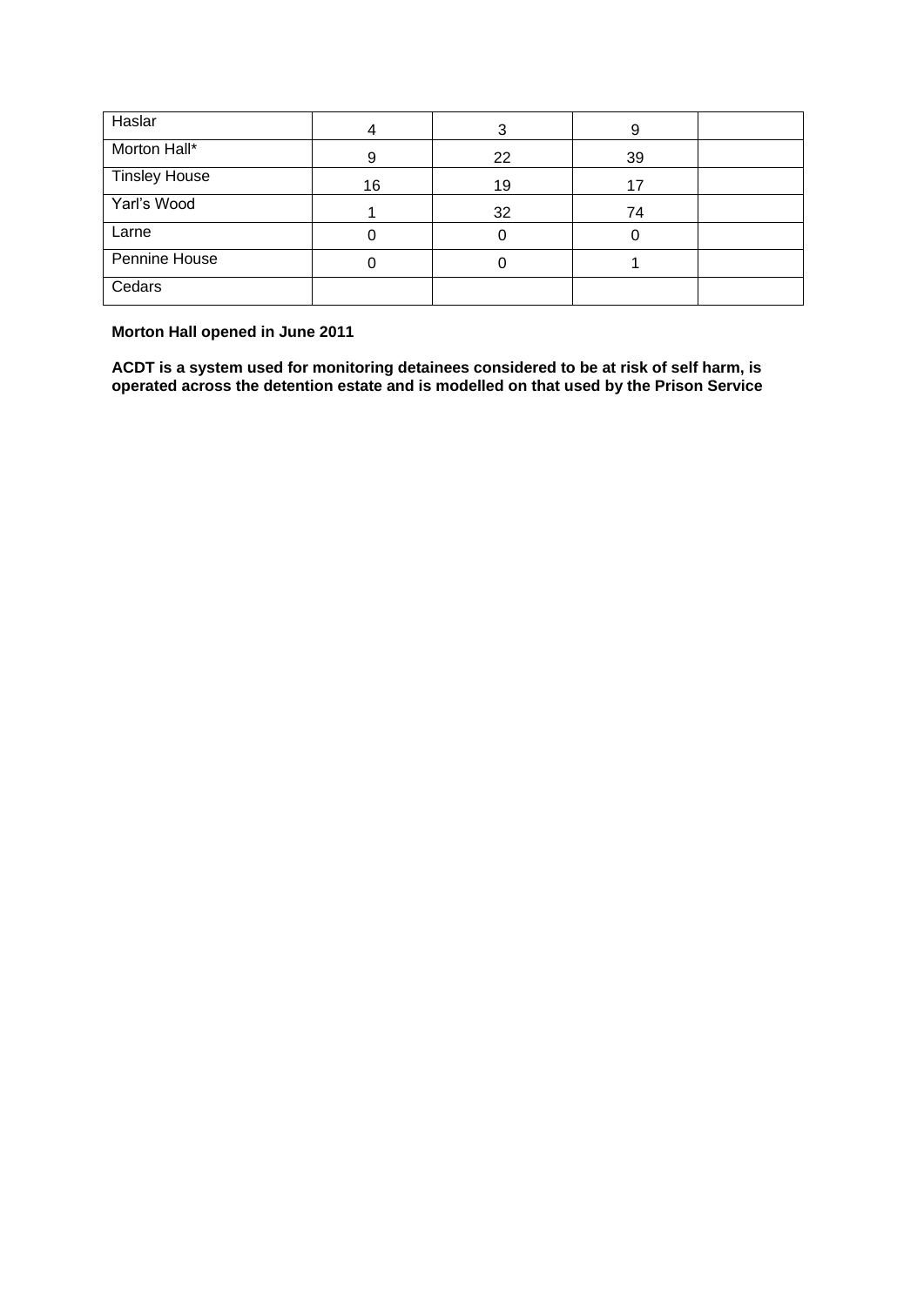| | | | | |
|---|---|---|---|---|
| Haslar | 4 | 3 | 9 | |
| Morton Hall* | 9 | 22 | 39 | |
| Tinsley House | 16 | 19 | 17 | |
| Yarl's Wood | 1 | 32 | 74 | |
| Larne | 0 | 0 | 0 | |
| Pennine House | 0 | 0 | 1 | |
| Cedars | | | | |

**Morton Hall opened in June 2011**

**ACDT is a system used for monitoring detainees considered to be at risk of self harm, is operated across the detention estate and is modelled on that used by the Prison Service**